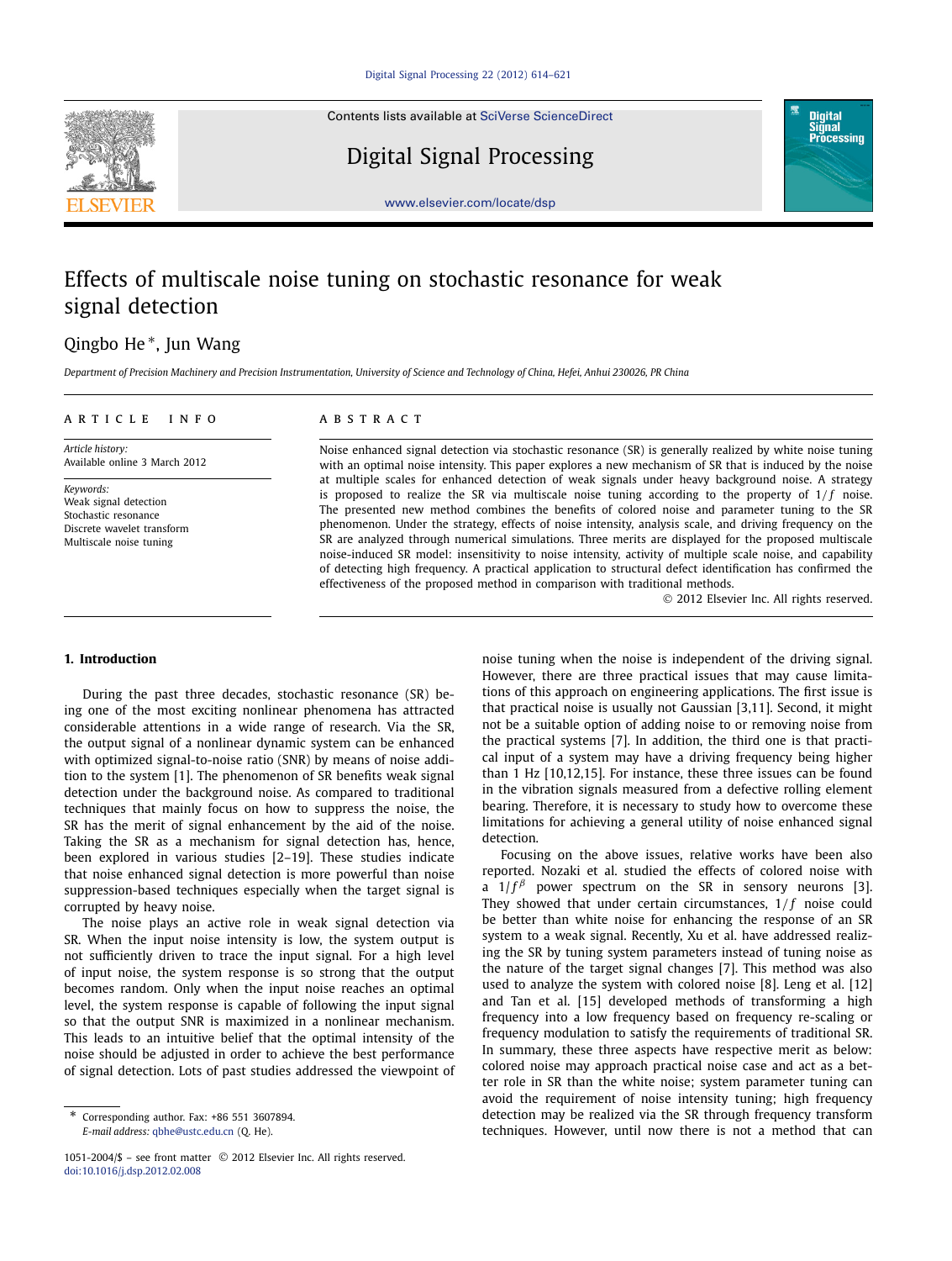# Effects of multiscale noise tuning on stochastic resonance for weak signal detection

Qingbo He *, Jun Wang

*Department of Precision Machinery and Precision Instrumentation, University of Science and Technology of China, Hefei, Anhui 230026, PR China*

## ARTICLE INFO

*Article history:*
Available online 3 March 2012

*Keywords:*
Weak signal detection
Stochastic resonance
Discrete wavelet transform
Multiscale noise tuning

## ABSTRACT

Noise enhanced signal detection via stochastic resonance (SR) is generally realized by white noise tuning with an optimal noise intensity. This paper explores a new mechanism of SR that is induced by the noise at multiple scales for enhanced detection of weak signals under heavy background noise. A strategy is proposed to realize the SR via multiscale noise tuning according to the property of $1/f$ noise. The presented new method combines the benefits of colored noise and parameter tuning to the SR phenomenon. Under the strategy, effects of noise intensity, analysis scale, and driving frequency on the SR are analyzed through numerical simulations. Three merits are displayed for the proposed multiscale noise-induced SR model: insensitivity to noise intensity, activity of multiple scale noise, and capability of detecting high frequency. A practical application to structural defect identification has confirmed the effectiveness of the proposed method in comparison with traditional methods.

© 2012 Elsevier Inc. All rights reserved.

## 1. Introduction

During the past three decades, stochastic resonance (SR) being one of the most exciting nonlinear phenomena has attracted considerable attentions in a wide range of research. Via the SR, the output signal of a nonlinear dynamic system can be enhanced with optimized signal-to-noise ratio (SNR) by means of noise addition to the system [1]. The phenomenon of SR benefits weak signal detection under the background noise. As compared to traditional techniques that mainly focus on how to suppress the noise, the SR has the merit of signal enhancement by the aid of the noise. Taking the SR as a mechanism for signal detection has, hence, been explored in various studies [2–19]. These studies indicate that noise enhanced signal detection is more powerful than noise suppression-based techniques especially when the target signal is corrupted by heavy noise.

The noise plays an active role in weak signal detection via SR. When the input noise intensity is low, the system output is not sufficiently driven to trace the input signal. For a high level of input noise, the system response is so strong that the output becomes random. Only when the input noise reaches an optimal level, the system response is capable of following the input signal so that the output SNR is maximized in a nonlinear mechanism. This leads to an intuitive belief that the optimal intensity of the noise should be adjusted in order to achieve the best performance of signal detection. Lots of past studies addressed the viewpoint of noise tuning when the noise is independent of the driving signal. However, there are three practical issues that may cause limitations of this approach on engineering applications. The first issue is that practical noise is usually not Gaussian [3,11]. Second, it might not be a suitable option of adding noise to or removing noise from the practical systems [7]. In addition, the third one is that practical input of a system may have a driving frequency being higher than 1 Hz [10,12,15]. For instance, these three issues can be found in the vibration signals measured from a defective rolling element bearing. Therefore, it is necessary to study how to overcome these limitations for achieving a general utility of noise enhanced signal detection.

Focusing on the above issues, relative works have been also reported. Nozaki et al. studied the effects of colored noise with a $1/f^{\beta}$ power spectrum on the SR in sensory neurons [3]. They showed that under certain circumstances, $1/f$ noise could be better than white noise for enhancing the response of an SR system to a weak signal. Recently, Xu et al. have addressed realizing the SR by tuning system parameters instead of tuning noise as the nature of the target signal changes [7]. This method was also used to analyze the system with colored noise [8]. Leng et al. [12] and Tan et al. [15] developed methods of transforming a high frequency into a low frequency based on frequency re-scaling or frequency modulation to satisfy the requirements of traditional SR. In summary, these three aspects have respective merit as below: colored noise may approach practical noise case and act as a better role in SR than the white noise; system parameter tuning can avoid the requirement of noise intensity tuning; high frequency detection may be realized via the SR through frequency transform techniques. However, until now there is not a method that can

---

* Corresponding author. Fax: +86 551 3607894.
*E-mail address:* qbhe@ustc.edu.cn (Q. He).

1051-2004/$ – see front matter © 2012 Elsevier Inc. All rights reserved.
doi:10.1016/j.dsp.2012.02.008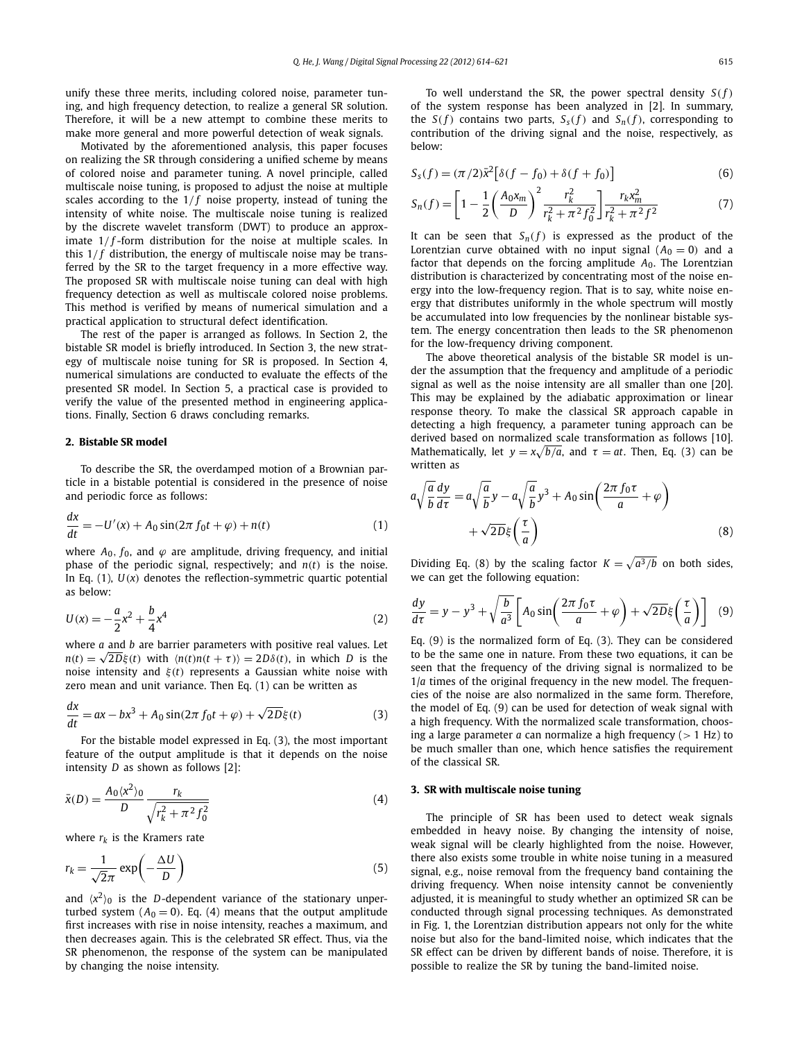unify these three merits, including colored noise, parameter tuning, and high frequency detection, to realize a general SR solution. Therefore, it will be a new attempt to combine these merits to make more general and more powerful detection of weak signals.

Motivated by the aforementioned analysis, this paper focuses on realizing the SR through considering a unified scheme by means of colored noise and parameter tuning. A novel principle, called multiscale noise tuning, is proposed to adjust the noise at multiple scales according to the $1/f$ noise property, instead of tuning the intensity of white noise. The multiscale noise tuning is realized by the discrete wavelet transform (DWT) to produce an approximate $1/f$-form distribution for the noise at multiple scales. In this $1/f$ distribution, the energy of multiscale noise may be transferred by the SR to the target frequency in a more effective way. The proposed SR with multiscale noise tuning can deal with high frequency detection as well as multiscale colored noise problems. This method is verified by means of numerical simulation and a practical application to structural defect identification.

The rest of the paper is arranged as follows. In Section 2, the bistable SR model is briefly introduced. In Section 3, the new strategy of multiscale noise tuning for SR is proposed. In Section 4, numerical simulations are conducted to evaluate the effects of the presented SR model. In Section 5, a practical case is provided to verify the value of the presented method in engineering applications. Finally, Section 6 draws concluding remarks.

## 2. Bistable SR model

To describe the SR, the overdamped motion of a Brownian particle in a bistable potential is considered in the presence of noise and periodic force as follows:

$$\frac{dx}{dt} = -U'(x) + A_0 \sin(2\pi f_0 t + \varphi) + n(t) \tag{1}$$

where $A_0$, $f_0$, and $\varphi$ are amplitude, driving frequency, and initial phase of the periodic signal, respectively; and $n(t)$ is the noise. In Eq. (1), $U(x)$ denotes the reflection-symmetric quartic potential as below:

$$U(x) = -\frac{a}{2}x^2 + \frac{b}{4}x^4 \tag{2}$$

where $a$ and $b$ are barrier parameters with positive real values. Let $n(t) = \sqrt{2D}\xi(t)$ with $\langle n(t)n(t+\tau)\rangle = 2D\delta(t)$, in which $D$ is the noise intensity and $\xi(t)$ represents a Gaussian white noise with zero mean and unit variance. Then Eq. (1) can be written as

$$\frac{dx}{dt} = ax - bx^3 + A_0 \sin(2\pi f_0 t + \varphi) + \sqrt{2D}\xi(t) \tag{3}$$

For the bistable model expressed in Eq. (3), the most important feature of the output amplitude is that it depends on the noise intensity $D$ as shown as follows [2]:

$$\bar{x}(D) = \frac{A_0 \langle x^2 \rangle_0}{D} \frac{r_k}{\sqrt{r_k^2 + \pi^2 f_0^2}} \tag{4}$$

where $r_k$ is the Kramers rate

$$r_k = \frac{1}{\sqrt{2}\pi} \exp\left(-\frac{\Delta U}{D}\right) \tag{5}$$

and $\langle x^2 \rangle_0$ is the $D$-dependent variance of the stationary unperturbed system ($A_0 = 0$). Eq. (4) means that the output amplitude first increases with rise in noise intensity, reaches a maximum, and then decreases again. This is the celebrated SR effect. Thus, via the SR phenomenon, the response of the system can be manipulated by changing the noise intensity.

To well understand the SR, the power spectral density $S(f)$ of the system response has been analyzed in [2]. In summary, the $S(f)$ contains two parts, $S_s(f)$ and $S_n(f)$, corresponding to contribution of the driving signal and the noise, respectively, as below:

$$S_s(f) = (\pi/2)\bar{x}^2\left[\delta(f - f_0) + \delta(f + f_0)\right] \tag{6}$$

$$S_n(f) = \left[1 - \frac{1}{2}\left(\frac{A_0 x_m}{D}\right)^2 \frac{r_k^2}{r_k^2 + \pi^2 f_0^2}\right] \frac{r_k x_m^2}{r_k^2 + \pi^2 f^2} \tag{7}$$

It can be seen that $S_n(f)$ is expressed as the product of the Lorentzian curve obtained with no input signal ($A_0 = 0$) and a factor that depends on the forcing amplitude $A_0$. The Lorentzian distribution is characterized by concentrating most of the noise energy into the low-frequency region. That is to say, white noise energy that distributes uniformly in the whole spectrum will mostly be accumulated into low frequencies by the nonlinear bistable system. The energy concentration then leads to the SR phenomenon for the low-frequency driving component.

The above theoretical analysis of the bistable SR model is under the assumption that the frequency and amplitude of a periodic signal as well as the noise intensity are all smaller than one [20]. This may be explained by the adiabatic approximation or linear response theory. To make the classical SR approach capable in detecting a high frequency, a parameter tuning approach can be derived based on normalized scale transformation as follows [10]. Mathematically, let $y = x\sqrt{b/a}$, and $\tau = at$. Then, Eq. (3) can be written as

$$a\sqrt{\frac{a}{b}}\frac{dy}{d\tau} = a\sqrt{\frac{a}{b}}y - a\sqrt{\frac{a}{b}}y^3 + A_0 \sin\left(\frac{2\pi f_0 \tau}{a} + \varphi\right) + \sqrt{2D}\xi\left(\frac{\tau}{a}\right) \tag{8}$$

Dividing Eq. (8) by the scaling factor $K = \sqrt{a^3/b}$ on both sides, we can get the following equation:

$$\frac{dy}{d\tau} = y - y^3 + \sqrt{\frac{b}{a^3}}\left[A_0 \sin\left(\frac{2\pi f_0 \tau}{a} + \varphi\right) + \sqrt{2D}\xi\left(\frac{\tau}{a}\right)\right] \tag{9}$$

Eq. (9) is the normalized form of Eq. (3). They can be considered to be the same one in nature. From these two equations, it can be seen that the frequency of the driving signal is normalized to be $1/a$ times of the original frequency in the new model. The frequencies of the noise are also normalized in the same form. Therefore, the model of Eq. (9) can be used for detection of weak signal with a high frequency. With the normalized scale transformation, choosing a large parameter $a$ can normalize a high frequency (> 1 Hz) to be much smaller than one, which hence satisfies the requirement of the classical SR.

## 3. SR with multiscale noise tuning

The principle of SR has been used to detect weak signals embedded in heavy noise. By changing the intensity of noise, weak signal will be clearly highlighted from the noise. However, there also exists some trouble in white noise tuning in a measured signal, e.g., noise removal from the frequency band containing the driving frequency. When noise intensity cannot be conveniently adjusted, it is meaningful to study whether an optimized SR can be conducted through signal processing techniques. As demonstrated in Fig. 1, the Lorentzian distribution appears not only for the white noise but also for the band-limited noise, which indicates that the SR effect can be driven by different bands of noise. Therefore, it is possible to realize the SR by tuning the band-limited noise.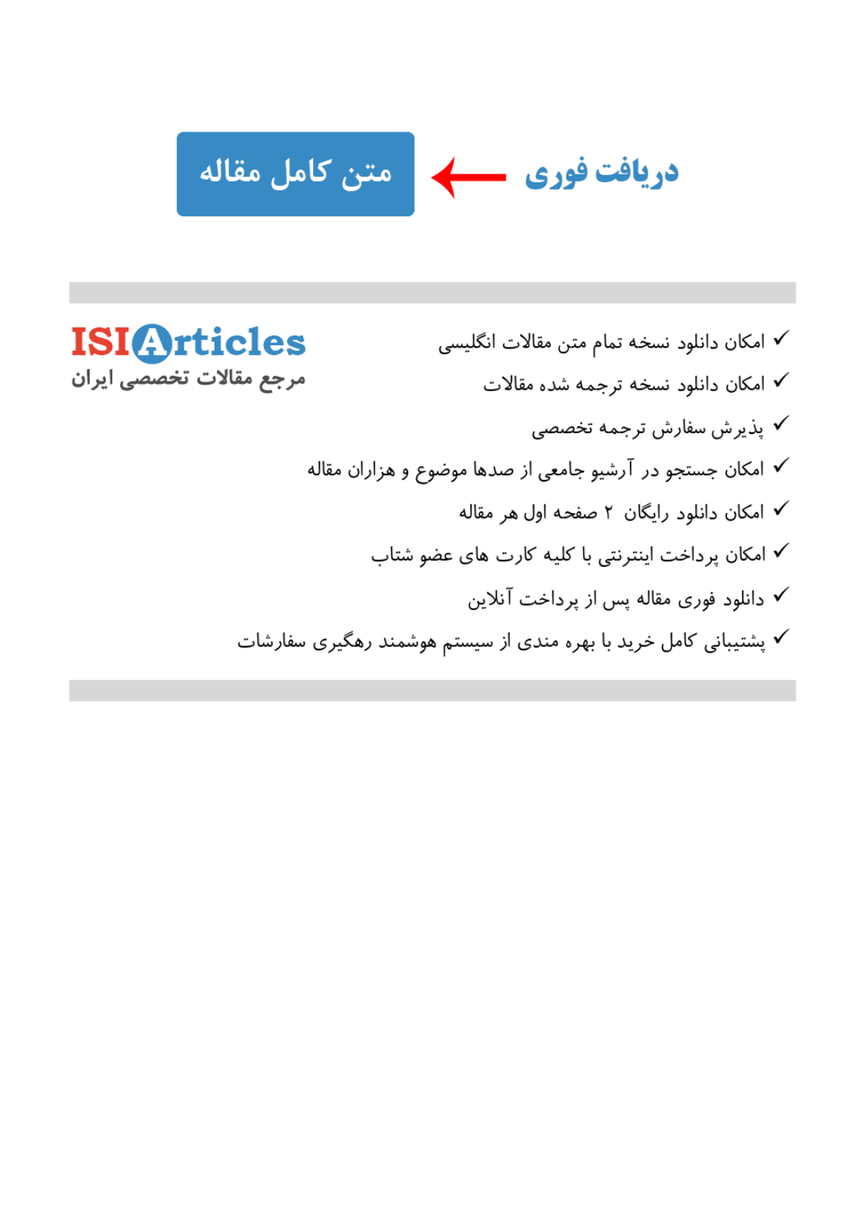دریافت فوری ← **متن کامل مقاله**

**ISIArticles**
مرجع مقالات تخصصی ایران

- ✓ امکان دانلود نسخه تمام متن مقالات انگلیسی
- ✓ امکان دانلود نسخه ترجمه شده مقالات
- ✓ پذیرش سفارش ترجمه تخصصی
- ✓ امکان جستجو در آرشیو جامعی از صدها موضوع و هزاران مقاله
- ✓ امکان دانلود رایگان ۲ صفحه اول هر مقاله
- ✓ امکان پرداخت اینترنتی با کلیه کارت های عضو شتاب
- ✓ دانلود فوری مقاله پس از پرداخت آنلاین
- ✓ پشتیبانی کامل خرید با بهره مندی از سیستم هوشمند رهگیری سفارشات